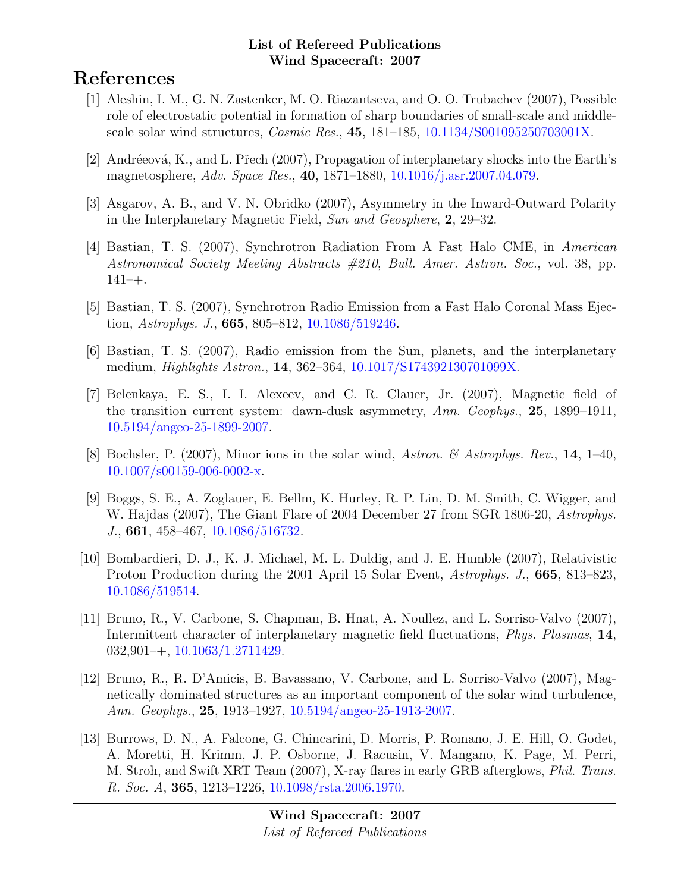**List of Refereed Publications**
**Wind Spacecraft: 2007**

# References

[1] Aleshin, I. M., G. N. Zastenker, M. O. Riazantseva, and O. O. Trubachev (2007), Possible role of electrostatic potential in formation of sharp boundaries of small-scale and middle-scale solar wind structures, *Cosmic Res.*, **45**, 181–185, 10.1134/S001095250703001X.

[2] Andréeová, K., and L. Přech (2007), Propagation of interplanetary shocks into the Earth's magnetosphere, *Adv. Space Res.*, **40**, 1871–1880, 10.1016/j.asr.2007.04.079.

[3] Asgarov, A. B., and V. N. Obridko (2007), Asymmetry in the Inward-Outward Polarity in the Interplanetary Magnetic Field, *Sun and Geosphere*, **2**, 29–32.

[4] Bastian, T. S. (2007), Synchrotron Radiation From A Fast Halo CME, in *American Astronomical Society Meeting Abstracts #210*, *Bull. Amer. Astron. Soc.*, vol. 38, pp. 141–+.

[5] Bastian, T. S. (2007), Synchrotron Radio Emission from a Fast Halo Coronal Mass Ejection, *Astrophys. J.*, **665**, 805–812, 10.1086/519246.

[6] Bastian, T. S. (2007), Radio emission from the Sun, planets, and the interplanetary medium, *Highlights Astron.*, **14**, 362–364, 10.1017/S174392130701099X.

[7] Belenkaya, E. S., I. I. Alexeev, and C. R. Clauer, Jr. (2007), Magnetic field of the transition current system: dawn-dusk asymmetry, *Ann. Geophys.*, **25**, 1899–1911, 10.5194/angeo-25-1899-2007.

[8] Bochsler, P. (2007), Minor ions in the solar wind, *Astron. & Astrophys. Rev.*, **14**, 1–40, 10.1007/s00159-006-0002-x.

[9] Boggs, S. E., A. Zoglauer, E. Bellm, K. Hurley, R. P. Lin, D. M. Smith, C. Wigger, and W. Hajdas (2007), The Giant Flare of 2004 December 27 from SGR 1806-20, *Astrophys. J.*, **661**, 458–467, 10.1086/516732.

[10] Bombardieri, D. J., K. J. Michael, M. L. Duldig, and J. E. Humble (2007), Relativistic Proton Production during the 2001 April 15 Solar Event, *Astrophys. J.*, **665**, 813–823, 10.1086/519514.

[11] Bruno, R., V. Carbone, S. Chapman, B. Hnat, A. Noullez, and L. Sorriso-Valvo (2007), Intermittent character of interplanetary magnetic field fluctuations, *Phys. Plasmas*, **14**, 032,901–+, 10.1063/1.2711429.

[12] Bruno, R., R. D'Amicis, B. Bavassano, V. Carbone, and L. Sorriso-Valvo (2007), Magnetically dominated structures as an important component of the solar wind turbulence, *Ann. Geophys.*, **25**, 1913–1927, 10.5194/angeo-25-1913-2007.

[13] Burrows, D. N., A. Falcone, G. Chincarini, D. Morris, P. Romano, J. E. Hill, O. Godet, A. Moretti, H. Krimm, J. P. Osborne, J. Racusin, V. Mangano, K. Page, M. Perri, M. Stroh, and Swift XRT Team (2007), X-ray flares in early GRB afterglows, *Phil. Trans. R. Soc. A*, **365**, 1213–1226, 10.1098/rsta.2006.1970.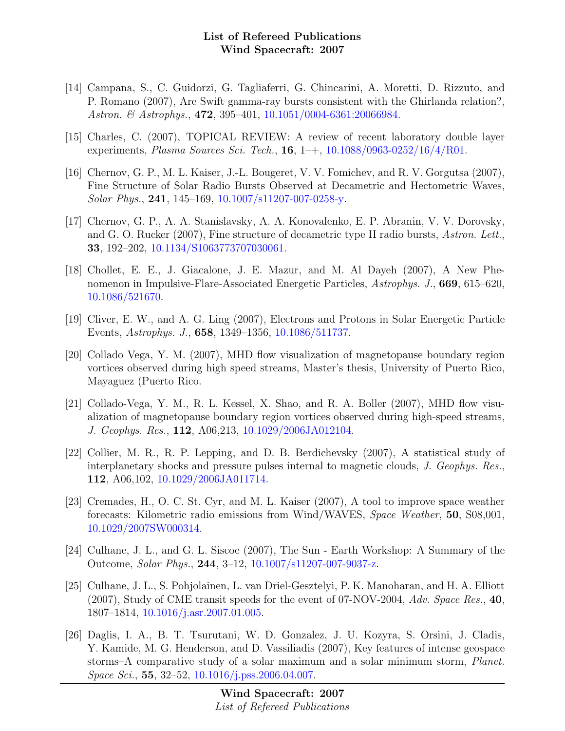[14] Campana, S., C. Guidorzi, G. Tagliaferri, G. Chincarini, A. Moretti, D. Rizzuto, and P. Romano (2007), Are Swift gamma-ray bursts consistent with the Ghirlanda relation?, *Astron. & Astrophys.*, **472**, 395–401, 10.1051/0004-6361:20066984.

[15] Charles, C. (2007), TOPICAL REVIEW: A review of recent laboratory double layer experiments, *Plasma Sources Sci. Tech.*, **16**, 1–+, 10.1088/0963-0252/16/4/R01.

[16] Chernov, G. P., M. L. Kaiser, J.-L. Bougeret, V. V. Fomichev, and R. V. Gorgutsa (2007), Fine Structure of Solar Radio Bursts Observed at Decametric and Hectometric Waves, *Solar Phys.*, **241**, 145–169, 10.1007/s11207-007-0258-y.

[17] Chernov, G. P., A. A. Stanislavsky, A. A. Konovalenko, E. P. Abranin, V. V. Dorovsky, and G. O. Rucker (2007), Fine structure of decametric type II radio bursts, *Astron. Lett.*, **33**, 192–202, 10.1134/S1063773707030061.

[18] Chollet, E. E., J. Giacalone, J. E. Mazur, and M. Al Dayeh (2007), A New Phenomenon in Impulsive-Flare-Associated Energetic Particles, *Astrophys. J.*, **669**, 615–620, 10.1086/521670.

[19] Cliver, E. W., and A. G. Ling (2007), Electrons and Protons in Solar Energetic Particle Events, *Astrophys. J.*, **658**, 1349–1356, 10.1086/511737.

[20] Collado Vega, Y. M. (2007), MHD flow visualization of magnetopause boundary region vortices observed during high speed streams, Master's thesis, University of Puerto Rico, Mayaguez (Puerto Rico.

[21] Collado-Vega, Y. M., R. L. Kessel, X. Shao, and R. A. Boller (2007), MHD flow visualization of magnetopause boundary region vortices observed during high-speed streams, *J. Geophys. Res.*, **112**, A06,213, 10.1029/2006JA012104.

[22] Collier, M. R., R. P. Lepping, and D. B. Berdichevsky (2007), A statistical study of interplanetary shocks and pressure pulses internal to magnetic clouds, *J. Geophys. Res.*, **112**, A06,102, 10.1029/2006JA011714.

[23] Cremades, H., O. C. St. Cyr, and M. L. Kaiser (2007), A tool to improve space weather forecasts: Kilometric radio emissions from Wind/WAVES, *Space Weather*, **50**, S08,001, 10.1029/2007SW000314.

[24] Culhane, J. L., and G. L. Siscoe (2007), The Sun - Earth Workshop: A Summary of the Outcome, *Solar Phys.*, **244**, 3–12, 10.1007/s11207-007-9037-z.

[25] Culhane, J. L., S. Pohjolainen, L. van Driel-Gesztelyi, P. K. Manoharan, and H. A. Elliott (2007), Study of CME transit speeds for the event of 07-NOV-2004, *Adv. Space Res.*, **40**, 1807–1814, 10.1016/j.asr.2007.01.005.

[26] Daglis, I. A., B. T. Tsurutani, W. D. Gonzalez, J. U. Kozyra, S. Orsini, J. Cladis, Y. Kamide, M. G. Henderson, and D. Vassiliadis (2007), Key features of intense geospace storms–A comparative study of a solar maximum and a solar minimum storm, *Planet. Space Sci.*, **55**, 32–52, 10.1016/j.pss.2006.04.007.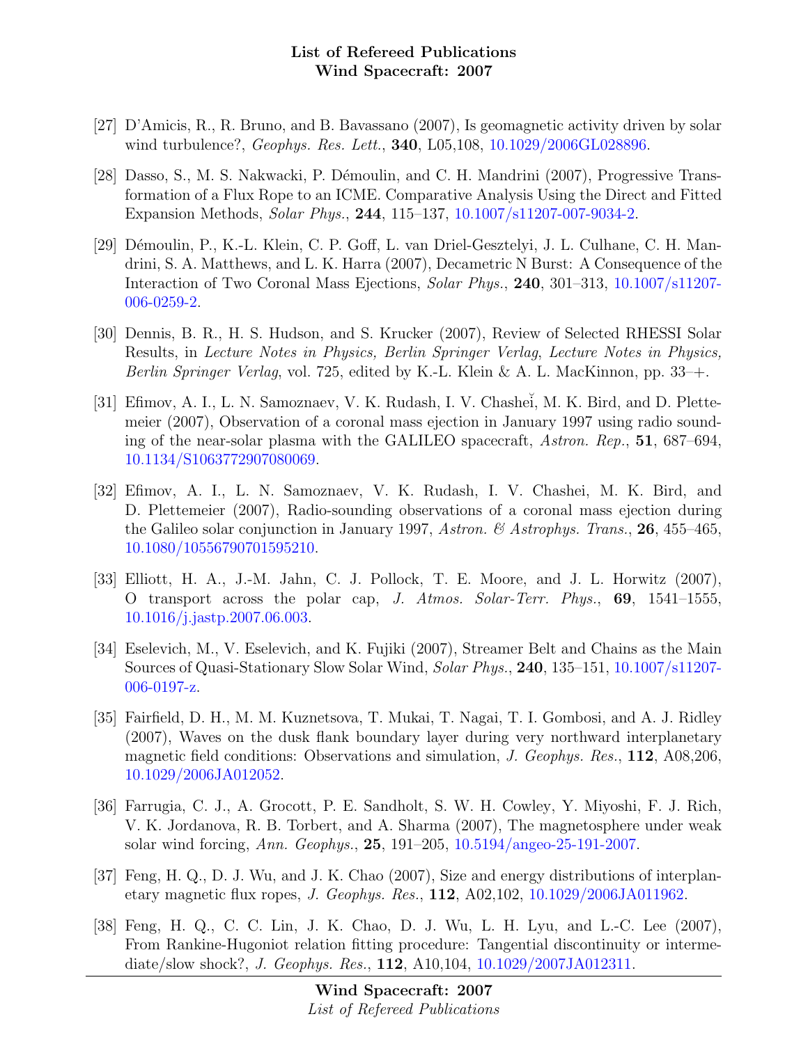[27] D'Amicis, R., R. Bruno, and B. Bavassano (2007), Is geomagnetic activity driven by solar wind turbulence?, *Geophys. Res. Lett.*, **340**, L05,108, 10.1029/2006GL028896.

[28] Dasso, S., M. S. Nakwacki, P. Démoulin, and C. H. Mandrini (2007), Progressive Transformation of a Flux Rope to an ICME. Comparative Analysis Using the Direct and Fitted Expansion Methods, *Solar Phys.*, **244**, 115–137, 10.1007/s11207-007-9034-2.

[29] Démoulin, P., K.-L. Klein, C. P. Goff, L. van Driel-Gesztelyi, J. L. Culhane, C. H. Mandrini, S. A. Matthews, and L. K. Harra (2007), Decametric N Burst: A Consequence of the Interaction of Two Coronal Mass Ejections, *Solar Phys.*, **240**, 301–313, 10.1007/s11207-006-0259-2.

[30] Dennis, B. R., H. S. Hudson, and S. Krucker (2007), Review of Selected RHESSI Solar Results, in *Lecture Notes in Physics, Berlin Springer Verlag*, *Lecture Notes in Physics, Berlin Springer Verlag*, vol. 725, edited by K.-L. Klein & A. L. MacKinnon, pp. 33–+.

[31] Efimov, A. I., L. N. Samoznaev, V. K. Rudash, I. V. Chasheĭ, M. K. Bird, and D. Plettemeier (2007), Observation of a coronal mass ejection in January 1997 using radio sounding of the near-solar plasma with the GALILEO spacecraft, *Astron. Rep.*, **51**, 687–694, 10.1134/S1063772907080069.

[32] Efimov, A. I., L. N. Samoznaev, V. K. Rudash, I. V. Chashei, M. K. Bird, and D. Plettemeier (2007), Radio-sounding observations of a coronal mass ejection during the Galileo solar conjunction in January 1997, *Astron. & Astrophys. Trans.*, **26**, 455–465, 10.1080/10556790701595210.

[33] Elliott, H. A., J.-M. Jahn, C. J. Pollock, T. E. Moore, and J. L. Horwitz (2007), O transport across the polar cap, *J. Atmos. Solar-Terr. Phys.*, **69**, 1541–1555, 10.1016/j.jastp.2007.06.003.

[34] Eselevich, M., V. Eselevich, and K. Fujiki (2007), Streamer Belt and Chains as the Main Sources of Quasi-Stationary Slow Solar Wind, *Solar Phys.*, **240**, 135–151, 10.1007/s11207-006-0197-z.

[35] Fairfield, D. H., M. M. Kuznetsova, T. Mukai, T. Nagai, T. I. Gombosi, and A. J. Ridley (2007), Waves on the dusk flank boundary layer during very northward interplanetary magnetic field conditions: Observations and simulation, *J. Geophys. Res.*, **112**, A08,206, 10.1029/2006JA012052.

[36] Farrugia, C. J., A. Grocott, P. E. Sandholt, S. W. H. Cowley, Y. Miyoshi, F. J. Rich, V. K. Jordanova, R. B. Torbert, and A. Sharma (2007), The magnetosphere under weak solar wind forcing, *Ann. Geophys.*, **25**, 191–205, 10.5194/angeo-25-191-2007.

[37] Feng, H. Q., D. J. Wu, and J. K. Chao (2007), Size and energy distributions of interplanetary magnetic flux ropes, *J. Geophys. Res.*, **112**, A02,102, 10.1029/2006JA011962.

[38] Feng, H. Q., C. C. Lin, J. K. Chao, D. J. Wu, L. H. Lyu, and L.-C. Lee (2007), From Rankine-Hugoniot relation fitting procedure: Tangential discontinuity or intermediate/slow shock?, *J. Geophys. Res.*, **112**, A10,104, 10.1029/2007JA012311.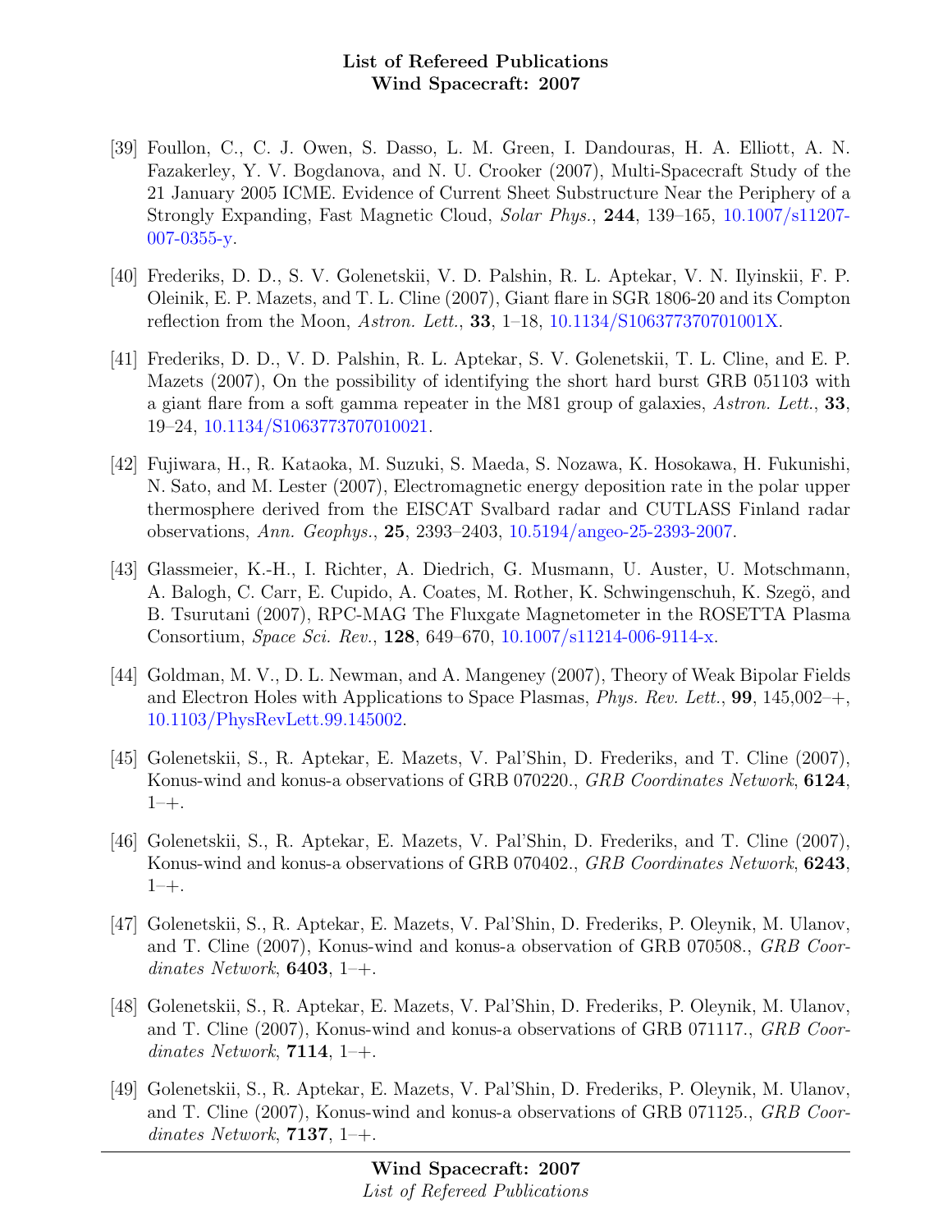[39] Foullon, C., C. J. Owen, S. Dasso, L. M. Green, I. Dandouras, H. A. Elliott, A. N. Fazakerley, Y. V. Bogdanova, and N. U. Crooker (2007), Multi-Spacecraft Study of the 21 January 2005 ICME. Evidence of Current Sheet Substructure Near the Periphery of a Strongly Expanding, Fast Magnetic Cloud, *Solar Phys.*, **244**, 139–165, 10.1007/s11207-007-0355-y.

[40] Frederiks, D. D., S. V. Golenetskii, V. D. Palshin, R. L. Aptekar, V. N. Ilyinskii, F. P. Oleinik, E. P. Mazets, and T. L. Cline (2007), Giant flare in SGR 1806-20 and its Compton reflection from the Moon, *Astron. Lett.*, **33**, 1–18, 10.1134/S106377370701001X.

[41] Frederiks, D. D., V. D. Palshin, R. L. Aptekar, S. V. Golenetskii, T. L. Cline, and E. P. Mazets (2007), On the possibility of identifying the short hard burst GRB 051103 with a giant flare from a soft gamma repeater in the M81 group of galaxies, *Astron. Lett.*, **33**, 19–24, 10.1134/S1063773707010021.

[42] Fujiwara, H., R. Kataoka, M. Suzuki, S. Maeda, S. Nozawa, K. Hosokawa, H. Fukunishi, N. Sato, and M. Lester (2007), Electromagnetic energy deposition rate in the polar upper thermosphere derived from the EISCAT Svalbard radar and CUTLASS Finland radar observations, *Ann. Geophys.*, **25**, 2393–2403, 10.5194/angeo-25-2393-2007.

[43] Glassmeier, K.-H., I. Richter, A. Diedrich, G. Musmann, U. Auster, U. Motschmann, A. Balogh, C. Carr, E. Cupido, A. Coates, M. Rother, K. Schwingenschuh, K. Szegö, and B. Tsurutani (2007), RPC-MAG The Fluxgate Magnetometer in the ROSETTA Plasma Consortium, *Space Sci. Rev.*, **128**, 649–670, 10.1007/s11214-006-9114-x.

[44] Goldman, M. V., D. L. Newman, and A. Mangeney (2007), Theory of Weak Bipolar Fields and Electron Holes with Applications to Space Plasmas, *Phys. Rev. Lett.*, **99**, 145,002–+, 10.1103/PhysRevLett.99.145002.

[45] Golenetskii, S., R. Aptekar, E. Mazets, V. Pal'Shin, D. Frederiks, and T. Cline (2007), Konus-wind and konus-a observations of GRB 070220., *GRB Coordinates Network*, **6124**, 1–+.

[46] Golenetskii, S., R. Aptekar, E. Mazets, V. Pal'Shin, D. Frederiks, and T. Cline (2007), Konus-wind and konus-a observations of GRB 070402., *GRB Coordinates Network*, **6243**, 1–+.

[47] Golenetskii, S., R. Aptekar, E. Mazets, V. Pal'Shin, D. Frederiks, P. Oleynik, M. Ulanov, and T. Cline (2007), Konus-wind and konus-a observation of GRB 070508., *GRB Coordinates Network*, **6403**, 1–+.

[48] Golenetskii, S., R. Aptekar, E. Mazets, V. Pal'Shin, D. Frederiks, P. Oleynik, M. Ulanov, and T. Cline (2007), Konus-wind and konus-a observations of GRB 071117., *GRB Coordinates Network*, **7114**, 1–+.

[49] Golenetskii, S., R. Aptekar, E. Mazets, V. Pal'Shin, D. Frederiks, P. Oleynik, M. Ulanov, and T. Cline (2007), Konus-wind and konus-a observations of GRB 071125., *GRB Coordinates Network*, **7137**, 1–+.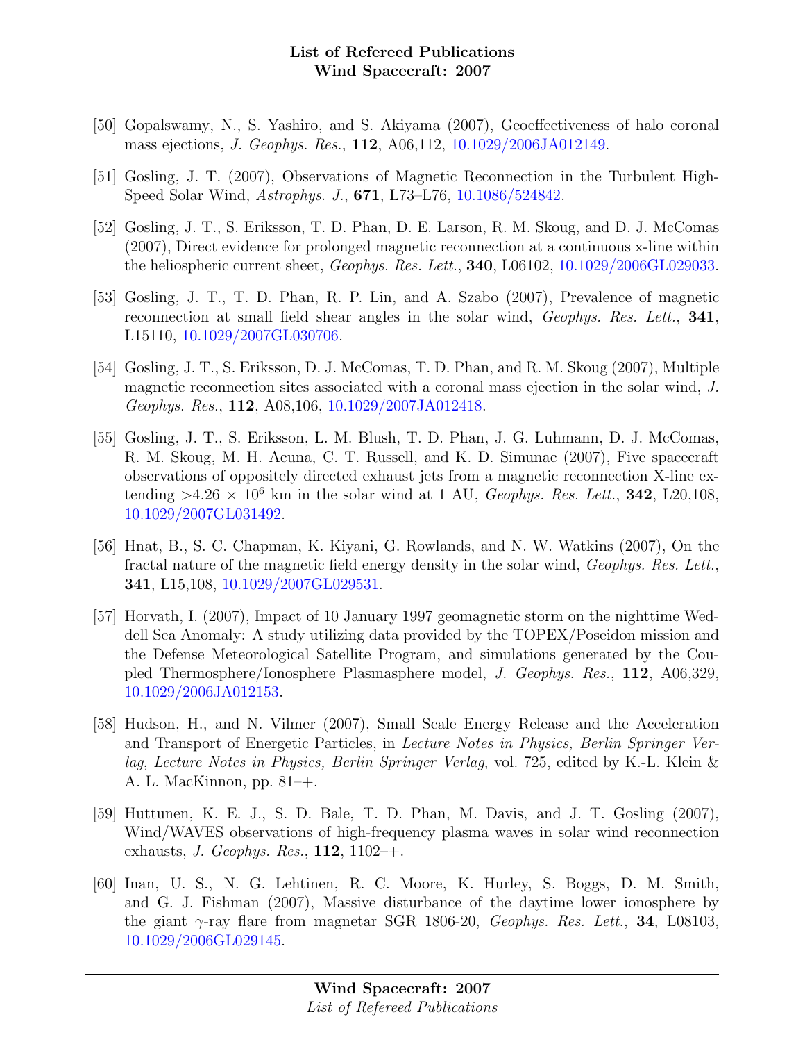- [50] Gopalswamy, N., S. Yashiro, and S. Akiyama (2007), Geoeffectiveness of halo coronal mass ejections, *J. Geophys. Res.*, **112**, A06,112, 10.1029/2006JA012149.

- [51] Gosling, J. T. (2007), Observations of Magnetic Reconnection in the Turbulent High-Speed Solar Wind, *Astrophys. J.*, **671**, L73–L76, 10.1086/524842.

- [52] Gosling, J. T., S. Eriksson, T. D. Phan, D. E. Larson, R. M. Skoug, and D. J. McComas (2007), Direct evidence for prolonged magnetic reconnection at a continuous x-line within the heliospheric current sheet, *Geophys. Res. Lett.*, **340**, L06102, 10.1029/2006GL029033.

- [53] Gosling, J. T., T. D. Phan, R. P. Lin, and A. Szabo (2007), Prevalence of magnetic reconnection at small field shear angles in the solar wind, *Geophys. Res. Lett.*, **341**, L15110, 10.1029/2007GL030706.

- [54] Gosling, J. T., S. Eriksson, D. J. McComas, T. D. Phan, and R. M. Skoug (2007), Multiple magnetic reconnection sites associated with a coronal mass ejection in the solar wind, *J. Geophys. Res.*, **112**, A08,106, 10.1029/2007JA012418.

- [55] Gosling, J. T., S. Eriksson, L. M. Blush, T. D. Phan, J. G. Luhmann, D. J. McComas, R. M. Skoug, M. H. Acuna, C. T. Russell, and K. D. Simunac (2007), Five spacecraft observations of oppositely directed exhaust jets from a magnetic reconnection X-line extending $>4.26 \times 10^6$ km in the solar wind at 1 AU, *Geophys. Res. Lett.*, **342**, L20,108, 10.1029/2007GL031492.

- [56] Hnat, B., S. C. Chapman, K. Kiyani, G. Rowlands, and N. W. Watkins (2007), On the fractal nature of the magnetic field energy density in the solar wind, *Geophys. Res. Lett.*, **341**, L15,108, 10.1029/2007GL029531.

- [57] Horvath, I. (2007), Impact of 10 January 1997 geomagnetic storm on the nighttime Weddell Sea Anomaly: A study utilizing data provided by the TOPEX/Poseidon mission and the Defense Meteorological Satellite Program, and simulations generated by the Coupled Thermosphere/Ionosphere Plasmasphere model, *J. Geophys. Res.*, **112**, A06,329, 10.1029/2006JA012153.

- [58] Hudson, H., and N. Vilmer (2007), Small Scale Energy Release and the Acceleration and Transport of Energetic Particles, in *Lecture Notes in Physics, Berlin Springer Verlag*, *Lecture Notes in Physics, Berlin Springer Verlag*, vol. 725, edited by K.-L. Klein & A. L. MacKinnon, pp. 81–+.

- [59] Huttunen, K. E. J., S. D. Bale, T. D. Phan, M. Davis, and J. T. Gosling (2007), Wind/WAVES observations of high-frequency plasma waves in solar wind reconnection exhausts, *J. Geophys. Res.*, **112**, 1102–+.

- [60] Inan, U. S., N. G. Lehtinen, R. C. Moore, K. Hurley, S. Boggs, D. M. Smith, and G. J. Fishman (2007), Massive disturbance of the daytime lower ionosphere by the giant $\gamma$-ray flare from magnetar SGR 1806-20, *Geophys. Res. Lett.*, **34**, L08103, 10.1029/2006GL029145.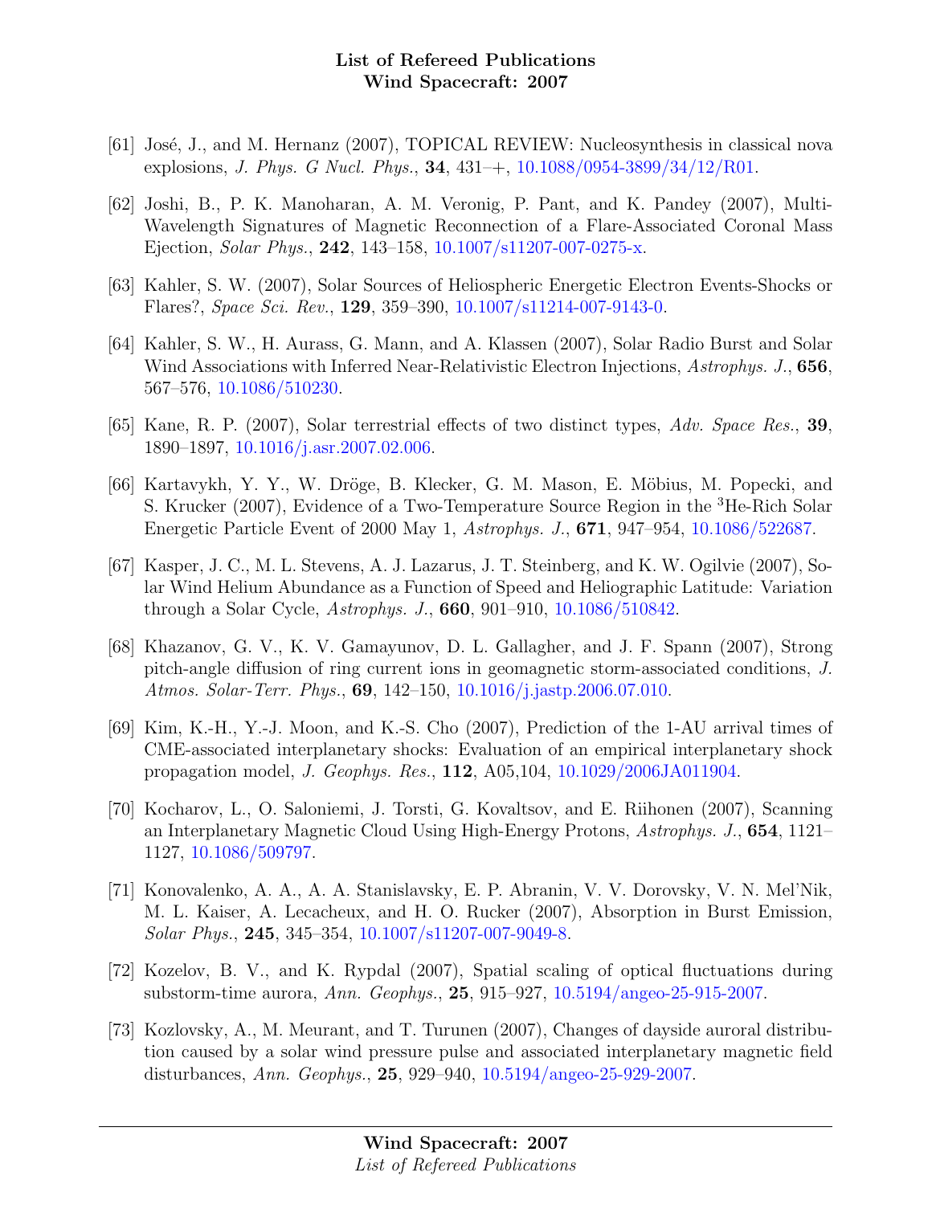[61] José, J., and M. Hernanz (2007), TOPICAL REVIEW: Nucleosynthesis in classical nova explosions, *J. Phys. G Nucl. Phys.*, **34**, 431–+, 10.1088/0954-3899/34/12/R01.

[62] Joshi, B., P. K. Manoharan, A. M. Veronig, P. Pant, and K. Pandey (2007), Multi-Wavelength Signatures of Magnetic Reconnection of a Flare-Associated Coronal Mass Ejection, *Solar Phys.*, **242**, 143–158, 10.1007/s11207-007-0275-x.

[63] Kahler, S. W. (2007), Solar Sources of Heliospheric Energetic Electron Events-Shocks or Flares?, *Space Sci. Rev.*, **129**, 359–390, 10.1007/s11214-007-9143-0.

[64] Kahler, S. W., H. Aurass, G. Mann, and A. Klassen (2007), Solar Radio Burst and Solar Wind Associations with Inferred Near-Relativistic Electron Injections, *Astrophys. J.*, **656**, 567–576, 10.1086/510230.

[65] Kane, R. P. (2007), Solar terrestrial effects of two distinct types, *Adv. Space Res.*, **39**, 1890–1897, 10.1016/j.asr.2007.02.006.

[66] Kartavykh, Y. Y., W. Dröge, B. Klecker, G. M. Mason, E. Möbius, M. Popecki, and S. Krucker (2007), Evidence of a Two-Temperature Source Region in the $^3$He-Rich Solar Energetic Particle Event of 2000 May 1, *Astrophys. J.*, **671**, 947–954, 10.1086/522687.

[67] Kasper, J. C., M. L. Stevens, A. J. Lazarus, J. T. Steinberg, and K. W. Ogilvie (2007), Solar Wind Helium Abundance as a Function of Speed and Heliographic Latitude: Variation through a Solar Cycle, *Astrophys. J.*, **660**, 901–910, 10.1086/510842.

[68] Khazanov, G. V., K. V. Gamayunov, D. L. Gallagher, and J. F. Spann (2007), Strong pitch-angle diffusion of ring current ions in geomagnetic storm-associated conditions, *J. Atmos. Solar-Terr. Phys.*, **69**, 142–150, 10.1016/j.jastp.2006.07.010.

[69] Kim, K.-H., Y.-J. Moon, and K.-S. Cho (2007), Prediction of the 1-AU arrival times of CME-associated interplanetary shocks: Evaluation of an empirical interplanetary shock propagation model, *J. Geophys. Res.*, **112**, A05,104, 10.1029/2006JA011904.

[70] Kocharov, L., O. Saloniemi, J. Torsti, G. Kovaltsov, and E. Riihonen (2007), Scanning an Interplanetary Magnetic Cloud Using High-Energy Protons, *Astrophys. J.*, **654**, 1121–1127, 10.1086/509797.

[71] Konovalenko, A. A., A. A. Stanislavsky, E. P. Abranin, V. V. Dorovsky, V. N. Mel'Nik, M. L. Kaiser, A. Lecacheux, and H. O. Rucker (2007), Absorption in Burst Emission, *Solar Phys.*, **245**, 345–354, 10.1007/s11207-007-9049-8.

[72] Kozelov, B. V., and K. Rypdal (2007), Spatial scaling of optical fluctuations during substorm-time aurora, *Ann. Geophys.*, **25**, 915–927, 10.5194/angeo-25-915-2007.

[73] Kozlovsky, A., M. Meurant, and T. Turunen (2007), Changes of dayside auroral distribution caused by a solar wind pressure pulse and associated interplanetary magnetic field disturbances, *Ann. Geophys.*, **25**, 929–940, 10.5194/angeo-25-929-2007.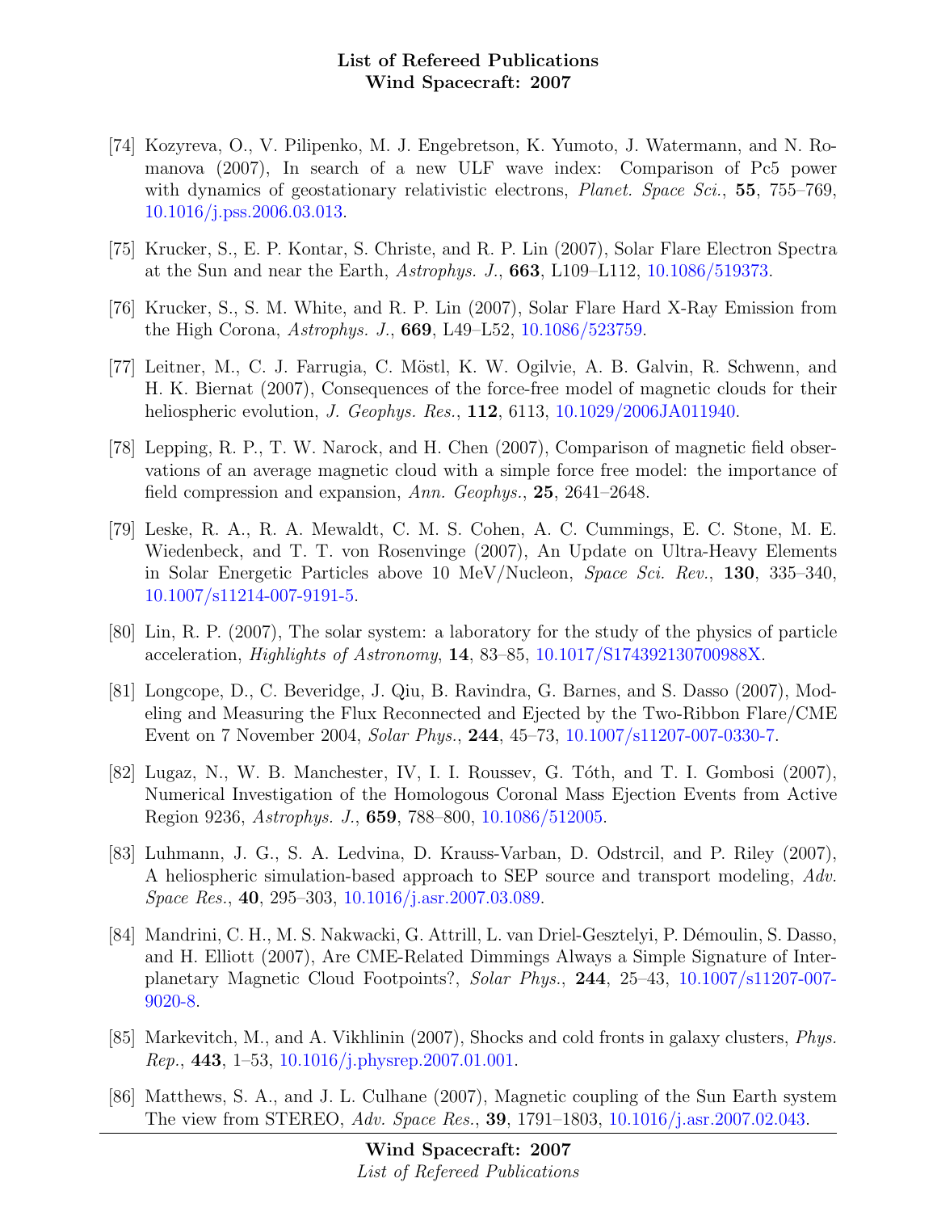[74] Kozyreva, O., V. Pilipenko, M. J. Engebretson, K. Yumoto, J. Watermann, and N. Romanova (2007), In search of a new ULF wave index: Comparison of Pc5 power with dynamics of geostationary relativistic electrons, *Planet. Space Sci.*, **55**, 755–769, 10.1016/j.pss.2006.03.013.

[75] Krucker, S., E. P. Kontar, S. Christe, and R. P. Lin (2007), Solar Flare Electron Spectra at the Sun and near the Earth, *Astrophys. J.*, **663**, L109–L112, 10.1086/519373.

[76] Krucker, S., S. M. White, and R. P. Lin (2007), Solar Flare Hard X-Ray Emission from the High Corona, *Astrophys. J.*, **669**, L49–L52, 10.1086/523759.

[77] Leitner, M., C. J. Farrugia, C. Möstl, K. W. Ogilvie, A. B. Galvin, R. Schwenn, and H. K. Biernat (2007), Consequences of the force-free model of magnetic clouds for their heliospheric evolution, *J. Geophys. Res.*, **112**, 6113, 10.1029/2006JA011940.

[78] Lepping, R. P., T. W. Narock, and H. Chen (2007), Comparison of magnetic field observations of an average magnetic cloud with a simple force free model: the importance of field compression and expansion, *Ann. Geophys.*, **25**, 2641–2648.

[79] Leske, R. A., R. A. Mewaldt, C. M. S. Cohen, A. C. Cummings, E. C. Stone, M. E. Wiedenbeck, and T. T. von Rosenvinge (2007), An Update on Ultra-Heavy Elements in Solar Energetic Particles above 10 MeV/Nucleon, *Space Sci. Rev.*, **130**, 335–340, 10.1007/s11214-007-9191-5.

[80] Lin, R. P. (2007), The solar system: a laboratory for the study of the physics of particle acceleration, *Highlights of Astronomy*, **14**, 83–85, 10.1017/S174392130700988X.

[81] Longcope, D., C. Beveridge, J. Qiu, B. Ravindra, G. Barnes, and S. Dasso (2007), Modeling and Measuring the Flux Reconnected and Ejected by the Two-Ribbon Flare/CME Event on 7 November 2004, *Solar Phys.*, **244**, 45–73, 10.1007/s11207-007-0330-7.

[82] Lugaz, N., W. B. Manchester, IV, I. I. Roussev, G. Tóth, and T. I. Gombosi (2007), Numerical Investigation of the Homologous Coronal Mass Ejection Events from Active Region 9236, *Astrophys. J.*, **659**, 788–800, 10.1086/512005.

[83] Luhmann, J. G., S. A. Ledvina, D. Krauss-Varban, D. Odstrcil, and P. Riley (2007), A heliospheric simulation-based approach to SEP source and transport modeling, *Adv. Space Res.*, **40**, 295–303, 10.1016/j.asr.2007.03.089.

[84] Mandrini, C. H., M. S. Nakwacki, G. Attrill, L. van Driel-Gesztelyi, P. Démoulin, S. Dasso, and H. Elliott (2007), Are CME-Related Dimmings Always a Simple Signature of Interplanetary Magnetic Cloud Footpoints?, *Solar Phys.*, **244**, 25–43, 10.1007/s11207-007-9020-8.

[85] Markevitch, M., and A. Vikhlinin (2007), Shocks and cold fronts in galaxy clusters, *Phys. Rep.*, **443**, 1–53, 10.1016/j.physrep.2007.01.001.

[86] Matthews, S. A., and J. L. Culhane (2007), Magnetic coupling of the Sun Earth system The view from STEREO, *Adv. Space Res.*, **39**, 1791–1803, 10.1016/j.asr.2007.02.043.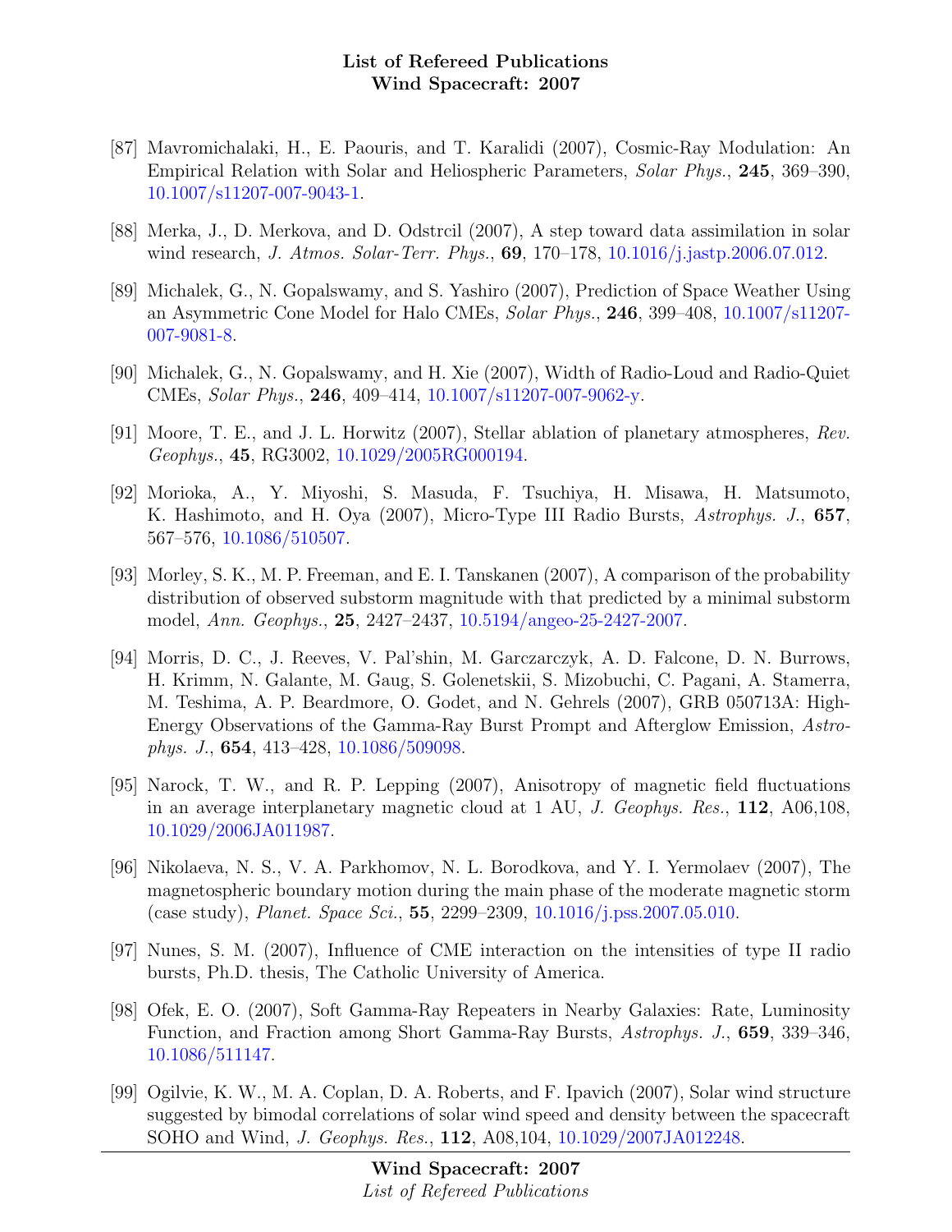[87] Mavromichalaki, H., E. Paouris, and T. Karalidi (2007), Cosmic-Ray Modulation: An Empirical Relation with Solar and Heliospheric Parameters, *Solar Phys.*, **245**, 369–390, 10.1007/s11207-007-9043-1.

[88] Merka, J., D. Merkova, and D. Odstrcil (2007), A step toward data assimilation in solar wind research, *J. Atmos. Solar-Terr. Phys.*, **69**, 170–178, 10.1016/j.jastp.2006.07.012.

[89] Michalek, G., N. Gopalswamy, and S. Yashiro (2007), Prediction of Space Weather Using an Asymmetric Cone Model for Halo CMEs, *Solar Phys.*, **246**, 399–408, 10.1007/s11207-007-9081-8.

[90] Michalek, G., N. Gopalswamy, and H. Xie (2007), Width of Radio-Loud and Radio-Quiet CMEs, *Solar Phys.*, **246**, 409–414, 10.1007/s11207-007-9062-y.

[91] Moore, T. E., and J. L. Horwitz (2007), Stellar ablation of planetary atmospheres, *Rev. Geophys.*, **45**, RG3002, 10.1029/2005RG000194.

[92] Morioka, A., Y. Miyoshi, S. Masuda, F. Tsuchiya, H. Misawa, H. Matsumoto, K. Hashimoto, and H. Oya (2007), Micro-Type III Radio Bursts, *Astrophys. J.*, **657**, 567–576, 10.1086/510507.

[93] Morley, S. K., M. P. Freeman, and E. I. Tanskanen (2007), A comparison of the probability distribution of observed substorm magnitude with that predicted by a minimal substorm model, *Ann. Geophys.*, **25**, 2427–2437, 10.5194/angeo-25-2427-2007.

[94] Morris, D. C., J. Reeves, V. Pal'shin, M. Garczarczyk, A. D. Falcone, D. N. Burrows, H. Krimm, N. Galante, M. Gaug, S. Golenetskii, S. Mizobuchi, C. Pagani, A. Stamerra, M. Teshima, A. P. Beardmore, O. Godet, and N. Gehrels (2007), GRB 050713A: High-Energy Observations of the Gamma-Ray Burst Prompt and Afterglow Emission, *Astrophys. J.*, **654**, 413–428, 10.1086/509098.

[95] Narock, T. W., and R. P. Lepping (2007), Anisotropy of magnetic field fluctuations in an average interplanetary magnetic cloud at 1 AU, *J. Geophys. Res.*, **112**, A06,108, 10.1029/2006JA011987.

[96] Nikolaeva, N. S., V. A. Parkhomov, N. L. Borodkova, and Y. I. Yermolaev (2007), The magnetospheric boundary motion during the main phase of the moderate magnetic storm (case study), *Planet. Space Sci.*, **55**, 2299–2309, 10.1016/j.pss.2007.05.010.

[97] Nunes, S. M. (2007), Influence of CME interaction on the intensities of type II radio bursts, Ph.D. thesis, The Catholic University of America.

[98] Ofek, E. O. (2007), Soft Gamma-Ray Repeaters in Nearby Galaxies: Rate, Luminosity Function, and Fraction among Short Gamma-Ray Bursts, *Astrophys. J.*, **659**, 339–346, 10.1086/511147.

[99] Ogilvie, K. W., M. A. Coplan, D. A. Roberts, and F. Ipavich (2007), Solar wind structure suggested by bimodal correlations of solar wind speed and density between the spacecraft SOHO and Wind, *J. Geophys. Res.*, **112**, A08,104, 10.1029/2007JA012248.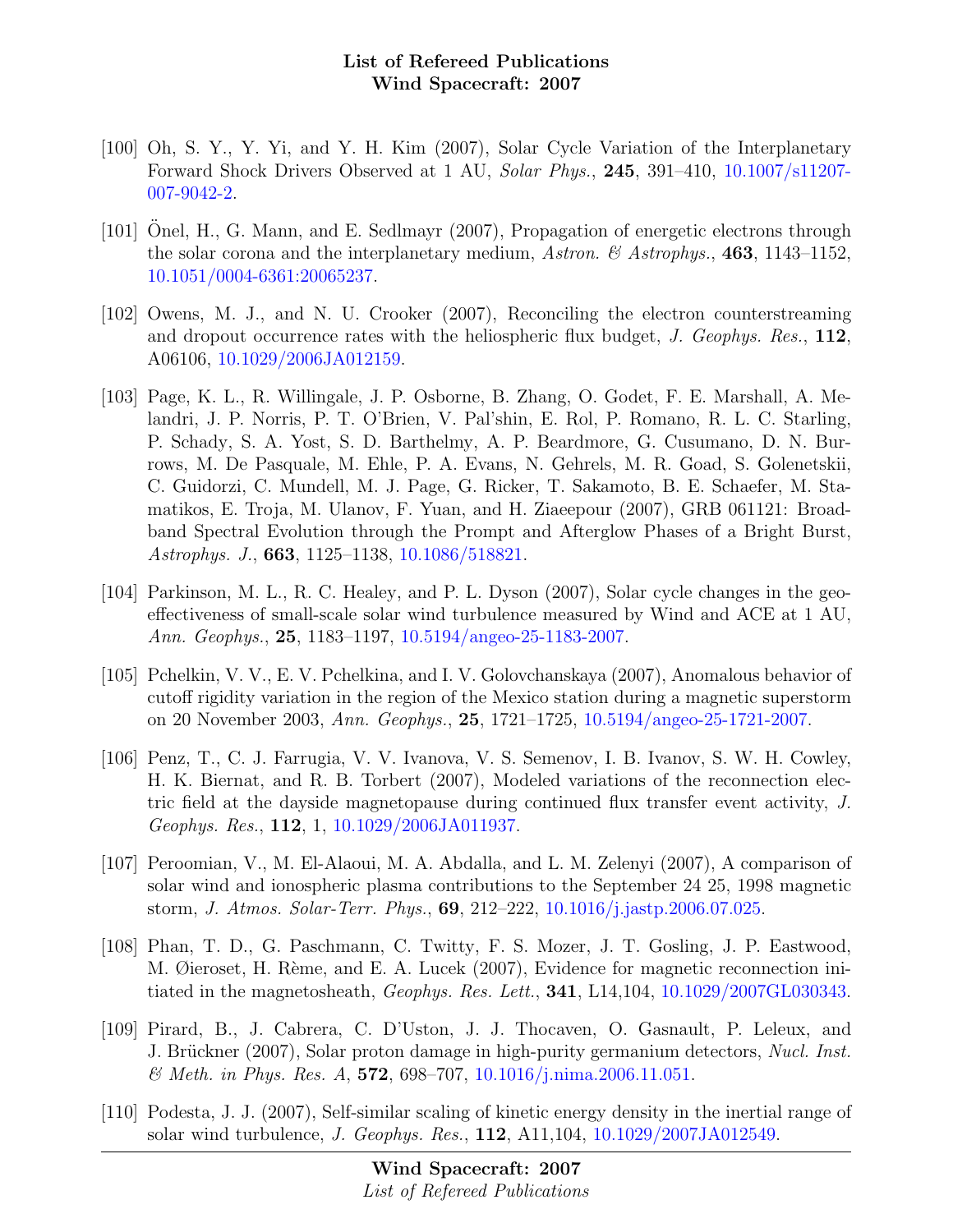[100] Oh, S. Y., Y. Yi, and Y. H. Kim (2007), Solar Cycle Variation of the Interplanetary Forward Shock Drivers Observed at 1 AU, *Solar Phys.*, **245**, 391–410, 10.1007/s11207-007-9042-2.

[101] Önel, H., G. Mann, and E. Sedlmayr (2007), Propagation of energetic electrons through the solar corona and the interplanetary medium, *Astron. & Astrophys.*, **463**, 1143–1152, 10.1051/0004-6361:20065237.

[102] Owens, M. J., and N. U. Crooker (2007), Reconciling the electron counterstreaming and dropout occurrence rates with the heliospheric flux budget, *J. Geophys. Res.*, **112**, A06106, 10.1029/2006JA012159.

[103] Page, K. L., R. Willingale, J. P. Osborne, B. Zhang, O. Godet, F. E. Marshall, A. Melandri, J. P. Norris, P. T. O'Brien, V. Pal'shin, E. Rol, P. Romano, R. L. C. Starling, P. Schady, S. A. Yost, S. D. Barthelmy, A. P. Beardmore, G. Cusumano, D. N. Burrows, M. De Pasquale, M. Ehle, P. A. Evans, N. Gehrels, M. R. Goad, S. Golenetskii, C. Guidorzi, C. Mundell, M. J. Page, G. Ricker, T. Sakamoto, B. E. Schaefer, M. Stamatikos, E. Troja, M. Ulanov, F. Yuan, and H. Ziaeepour (2007), GRB 061121: Broadband Spectral Evolution through the Prompt and Afterglow Phases of a Bright Burst, *Astrophys. J.*, **663**, 1125–1138, 10.1086/518821.

[104] Parkinson, M. L., R. C. Healey, and P. L. Dyson (2007), Solar cycle changes in the geo-effectiveness of small-scale solar wind turbulence measured by Wind and ACE at 1 AU, *Ann. Geophys.*, **25**, 1183–1197, 10.5194/angeo-25-1183-2007.

[105] Pchelkin, V. V., E. V. Pchelkina, and I. V. Golovchanskaya (2007), Anomalous behavior of cutoff rigidity variation in the region of the Mexico station during a magnetic superstorm on 20 November 2003, *Ann. Geophys.*, **25**, 1721–1725, 10.5194/angeo-25-1721-2007.

[106] Penz, T., C. J. Farrugia, V. V. Ivanova, V. S. Semenov, I. B. Ivanov, S. W. H. Cowley, H. K. Biernat, and R. B. Torbert (2007), Modeled variations of the reconnection electric field at the dayside magnetopause during continued flux transfer event activity, *J. Geophys. Res.*, **112**, 1, 10.1029/2006JA011937.

[107] Peroomian, V., M. El-Alaoui, M. A. Abdalla, and L. M. Zelenyi (2007), A comparison of solar wind and ionospheric plasma contributions to the September 24 25, 1998 magnetic storm, *J. Atmos. Solar-Terr. Phys.*, **69**, 212–222, 10.1016/j.jastp.2006.07.025.

[108] Phan, T. D., G. Paschmann, C. Twitty, F. S. Mozer, J. T. Gosling, J. P. Eastwood, M. Øieroset, H. Rème, and E. A. Lucek (2007), Evidence for magnetic reconnection initiated in the magnetosheath, *Geophys. Res. Lett.*, **341**, L14,104, 10.1029/2007GL030343.

[109] Pirard, B., J. Cabrera, C. D'Uston, J. J. Thocaven, O. Gasnault, P. Leleux, and J. Brückner (2007), Solar proton damage in high-purity germanium detectors, *Nucl. Inst. & Meth. in Phys. Res. A*, **572**, 698–707, 10.1016/j.nima.2006.11.051.

[110] Podesta, J. J. (2007), Self-similar scaling of kinetic energy density in the inertial range of solar wind turbulence, *J. Geophys. Res.*, **112**, A11,104, 10.1029/2007JA012549.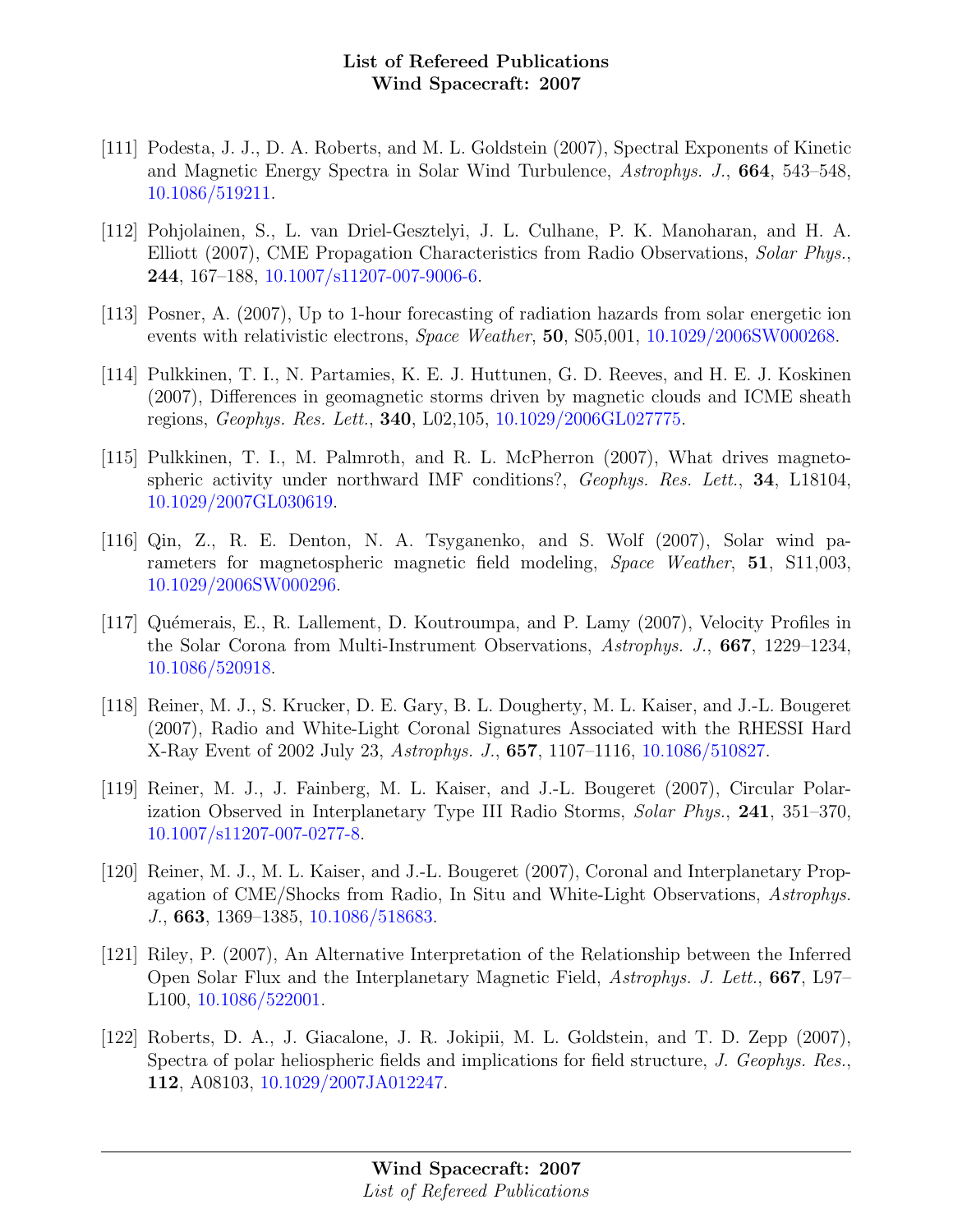[111] Podesta, J. J., D. A. Roberts, and M. L. Goldstein (2007), Spectral Exponents of Kinetic and Magnetic Energy Spectra in Solar Wind Turbulence, *Astrophys. J.*, **664**, 543–548, 10.1086/519211.

[112] Pohjolainen, S., L. van Driel-Gesztelyi, J. L. Culhane, P. K. Manoharan, and H. A. Elliott (2007), CME Propagation Characteristics from Radio Observations, *Solar Phys.*, **244**, 167–188, 10.1007/s11207-007-9006-6.

[113] Posner, A. (2007), Up to 1-hour forecasting of radiation hazards from solar energetic ion events with relativistic electrons, *Space Weather*, **50**, S05,001, 10.1029/2006SW000268.

[114] Pulkkinen, T. I., N. Partamies, K. E. J. Huttunen, G. D. Reeves, and H. E. J. Koskinen (2007), Differences in geomagnetic storms driven by magnetic clouds and ICME sheath regions, *Geophys. Res. Lett.*, **340**, L02,105, 10.1029/2006GL027775.

[115] Pulkkinen, T. I., M. Palmroth, and R. L. McPherron (2007), What drives magnetospheric activity under northward IMF conditions?, *Geophys. Res. Lett.*, **34**, L18104, 10.1029/2007GL030619.

[116] Qin, Z., R. E. Denton, N. A. Tsyganenko, and S. Wolf (2007), Solar wind parameters for magnetospheric magnetic field modeling, *Space Weather*, **51**, S11,003, 10.1029/2006SW000296.

[117] Quémerais, E., R. Lallement, D. Koutroumpa, and P. Lamy (2007), Velocity Profiles in the Solar Corona from Multi-Instrument Observations, *Astrophys. J.*, **667**, 1229–1234, 10.1086/520918.

[118] Reiner, M. J., S. Krucker, D. E. Gary, B. L. Dougherty, M. L. Kaiser, and J.-L. Bougeret (2007), Radio and White-Light Coronal Signatures Associated with the RHESSI Hard X-Ray Event of 2002 July 23, *Astrophys. J.*, **657**, 1107–1116, 10.1086/510827.

[119] Reiner, M. J., J. Fainberg, M. L. Kaiser, and J.-L. Bougeret (2007), Circular Polarization Observed in Interplanetary Type III Radio Storms, *Solar Phys.*, **241**, 351–370, 10.1007/s11207-007-0277-8.

[120] Reiner, M. J., M. L. Kaiser, and J.-L. Bougeret (2007), Coronal and Interplanetary Propagation of CME/Shocks from Radio, In Situ and White-Light Observations, *Astrophys. J.*, **663**, 1369–1385, 10.1086/518683.

[121] Riley, P. (2007), An Alternative Interpretation of the Relationship between the Inferred Open Solar Flux and the Interplanetary Magnetic Field, *Astrophys. J. Lett.*, **667**, L97–L100, 10.1086/522001.

[122] Roberts, D. A., J. Giacalone, J. R. Jokipii, M. L. Goldstein, and T. D. Zepp (2007), Spectra of polar heliospheric fields and implications for field structure, *J. Geophys. Res.*, **112**, A08103, 10.1029/2007JA012247.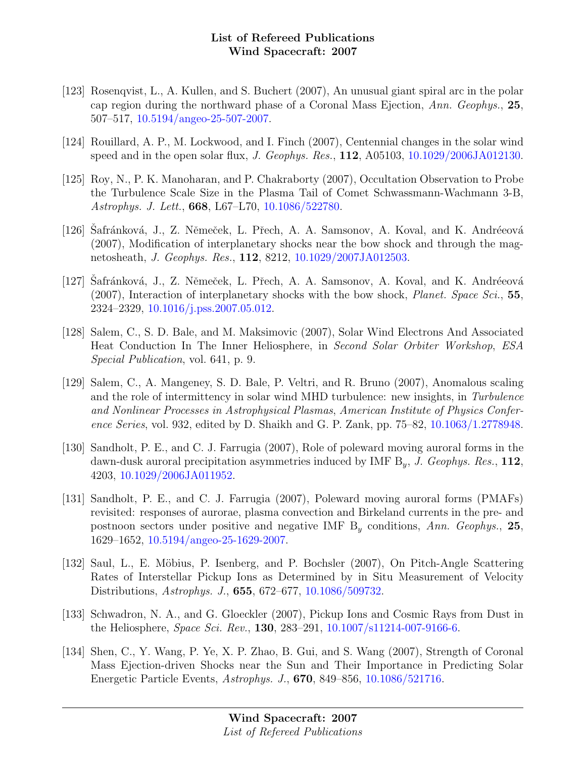[123] Rosenqvist, L., A. Kullen, and S. Buchert (2007), An unusual giant spiral arc in the polar cap region during the northward phase of a Coronal Mass Ejection, *Ann. Geophys.*, **25**, 507–517, 10.5194/angeo-25-507-2007.

[124] Rouillard, A. P., M. Lockwood, and I. Finch (2007), Centennial changes in the solar wind speed and in the open solar flux, *J. Geophys. Res.*, **112**, A05103, 10.1029/2006JA012130.

[125] Roy, N., P. K. Manoharan, and P. Chakraborty (2007), Occultation Observation to Probe the Turbulence Scale Size in the Plasma Tail of Comet Schwassmann-Wachmann 3-B, *Astrophys. J. Lett.*, **668**, L67–L70, 10.1086/522780.

[126] Šafránková, J., Z. Němeček, L. Přech, A. A. Samsonov, A. Koval, and K. Andréeová (2007), Modification of interplanetary shocks near the bow shock and through the magnetosheath, *J. Geophys. Res.*, **112**, 8212, 10.1029/2007JA012503.

[127] Šafránková, J., Z. Němeček, L. Přech, A. A. Samsonov, A. Koval, and K. Andréeová (2007), Interaction of interplanetary shocks with the bow shock, *Planet. Space Sci.*, **55**, 2324–2329, 10.1016/j.pss.2007.05.012.

[128] Salem, C., S. D. Bale, and M. Maksimovic (2007), Solar Wind Electrons And Associated Heat Conduction In The Inner Heliosphere, in *Second Solar Orbiter Workshop*, *ESA Special Publication*, vol. 641, p. 9.

[129] Salem, C., A. Mangeney, S. D. Bale, P. Veltri, and R. Bruno (2007), Anomalous scaling and the role of intermittency in solar wind MHD turbulence: new insights, in *Turbulence and Nonlinear Processes in Astrophysical Plasmas*, *American Institute of Physics Conference Series*, vol. 932, edited by D. Shaikh and G. P. Zank, pp. 75–82, 10.1063/1.2778948.

[130] Sandholt, P. E., and C. J. Farrugia (2007), Role of poleward moving auroral forms in the dawn-dusk auroral precipitation asymmetries induced by IMF $B_y$, *J. Geophys. Res.*, **112**, 4203, 10.1029/2006JA011952.

[131] Sandholt, P. E., and C. J. Farrugia (2007), Poleward moving auroral forms (PMAFs) revisited: responses of aurorae, plasma convection and Birkeland currents in the pre- and postnoon sectors under positive and negative IMF $B_y$ conditions, *Ann. Geophys.*, **25**, 1629–1652, 10.5194/angeo-25-1629-2007.

[132] Saul, L., E. Möbius, P. Isenberg, and P. Bochsler (2007), On Pitch-Angle Scattering Rates of Interstellar Pickup Ions as Determined by in Situ Measurement of Velocity Distributions, *Astrophys. J.*, **655**, 672–677, 10.1086/509732.

[133] Schwadron, N. A., and G. Gloeckler (2007), Pickup Ions and Cosmic Rays from Dust in the Heliosphere, *Space Sci. Rev.*, **130**, 283–291, 10.1007/s11214-007-9166-6.

[134] Shen, C., Y. Wang, P. Ye, X. P. Zhao, B. Gui, and S. Wang (2007), Strength of Coronal Mass Ejection-driven Shocks near the Sun and Their Importance in Predicting Solar Energetic Particle Events, *Astrophys. J.*, **670**, 849–856, 10.1086/521716.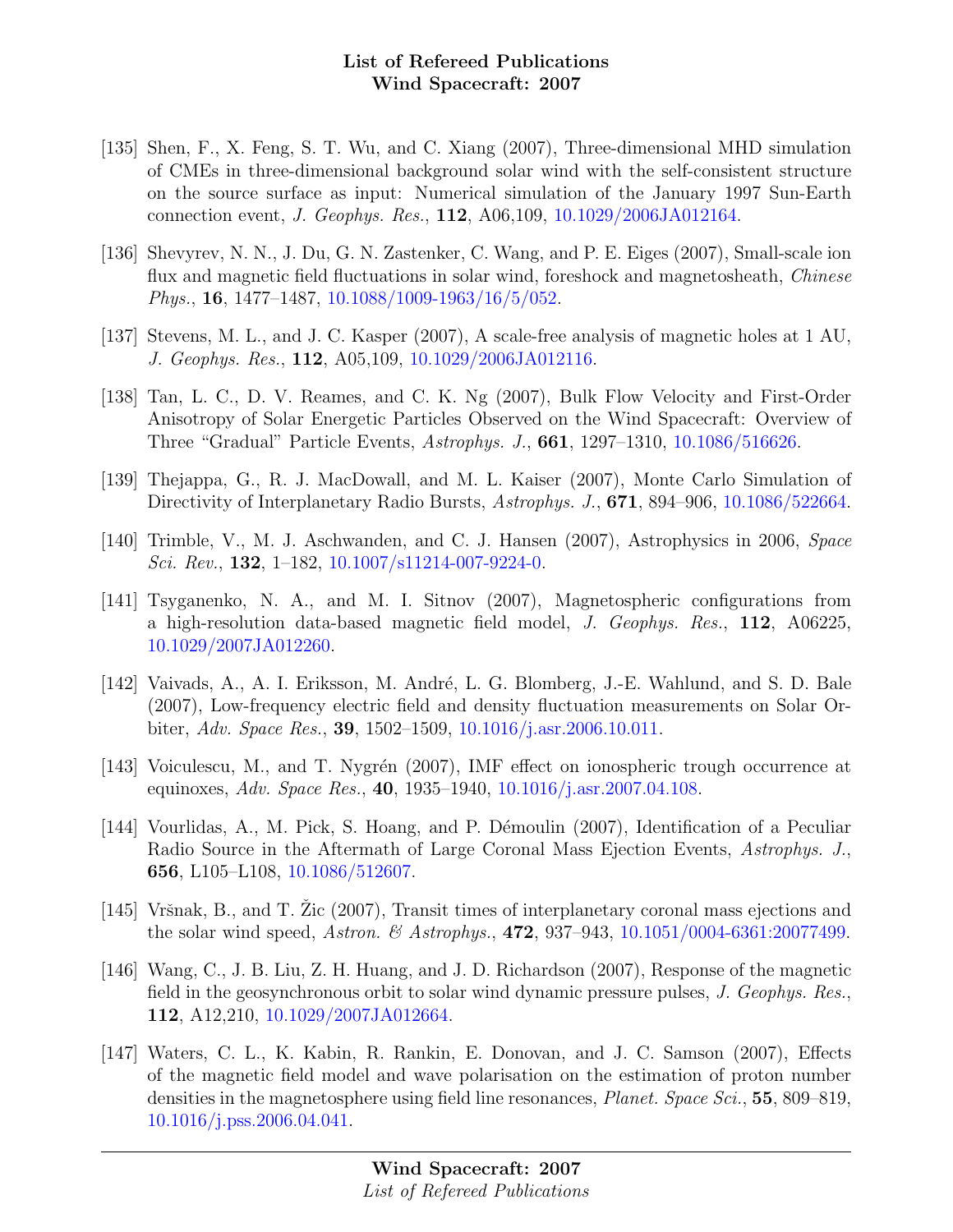[135] Shen, F., X. Feng, S. T. Wu, and C. Xiang (2007), Three-dimensional MHD simulation of CMEs in three-dimensional background solar wind with the self-consistent structure on the source surface as input: Numerical simulation of the January 1997 Sun-Earth connection event, *J. Geophys. Res.*, **112**, A06,109, 10.1029/2006JA012164.

[136] Shevyrev, N. N., J. Du, G. N. Zastenker, C. Wang, and P. E. Eiges (2007), Small-scale ion flux and magnetic field fluctuations in solar wind, foreshock and magnetosheath, *Chinese Phys.*, **16**, 1477–1487, 10.1088/1009-1963/16/5/052.

[137] Stevens, M. L., and J. C. Kasper (2007), A scale-free analysis of magnetic holes at 1 AU, *J. Geophys. Res.*, **112**, A05,109, 10.1029/2006JA012116.

[138] Tan, L. C., D. V. Reames, and C. K. Ng (2007), Bulk Flow Velocity and First-Order Anisotropy of Solar Energetic Particles Observed on the Wind Spacecraft: Overview of Three "Gradual" Particle Events, *Astrophys. J.*, **661**, 1297–1310, 10.1086/516626.

[139] Thejappa, G., R. J. MacDowall, and M. L. Kaiser (2007), Monte Carlo Simulation of Directivity of Interplanetary Radio Bursts, *Astrophys. J.*, **671**, 894–906, 10.1086/522664.

[140] Trimble, V., M. J. Aschwanden, and C. J. Hansen (2007), Astrophysics in 2006, *Space Sci. Rev.*, **132**, 1–182, 10.1007/s11214-007-9224-0.

[141] Tsyganenko, N. A., and M. I. Sitnov (2007), Magnetospheric configurations from a high-resolution data-based magnetic field model, *J. Geophys. Res.*, **112**, A06225, 10.1029/2007JA012260.

[142] Vaivads, A., A. I. Eriksson, M. André, L. G. Blomberg, J.-E. Wahlund, and S. D. Bale (2007), Low-frequency electric field and density fluctuation measurements on Solar Orbiter, *Adv. Space Res.*, **39**, 1502–1509, 10.1016/j.asr.2006.10.011.

[143] Voiculescu, M., and T. Nygrén (2007), IMF effect on ionospheric trough occurrence at equinoxes, *Adv. Space Res.*, **40**, 1935–1940, 10.1016/j.asr.2007.04.108.

[144] Vourlidas, A., M. Pick, S. Hoang, and P. Démoulin (2007), Identification of a Peculiar Radio Source in the Aftermath of Large Coronal Mass Ejection Events, *Astrophys. J.*, **656**, L105–L108, 10.1086/512607.

[145] Vršnak, B., and T. Žic (2007), Transit times of interplanetary coronal mass ejections and the solar wind speed, *Astron. & Astrophys.*, **472**, 937–943, 10.1051/0004-6361:20077499.

[146] Wang, C., J. B. Liu, Z. H. Huang, and J. D. Richardson (2007), Response of the magnetic field in the geosynchronous orbit to solar wind dynamic pressure pulses, *J. Geophys. Res.*, **112**, A12,210, 10.1029/2007JA012664.

[147] Waters, C. L., K. Kabin, R. Rankin, E. Donovan, and J. C. Samson (2007), Effects of the magnetic field model and wave polarisation on the estimation of proton number densities in the magnetosphere using field line resonances, *Planet. Space Sci.*, **55**, 809–819, 10.1016/j.pss.2006.04.041.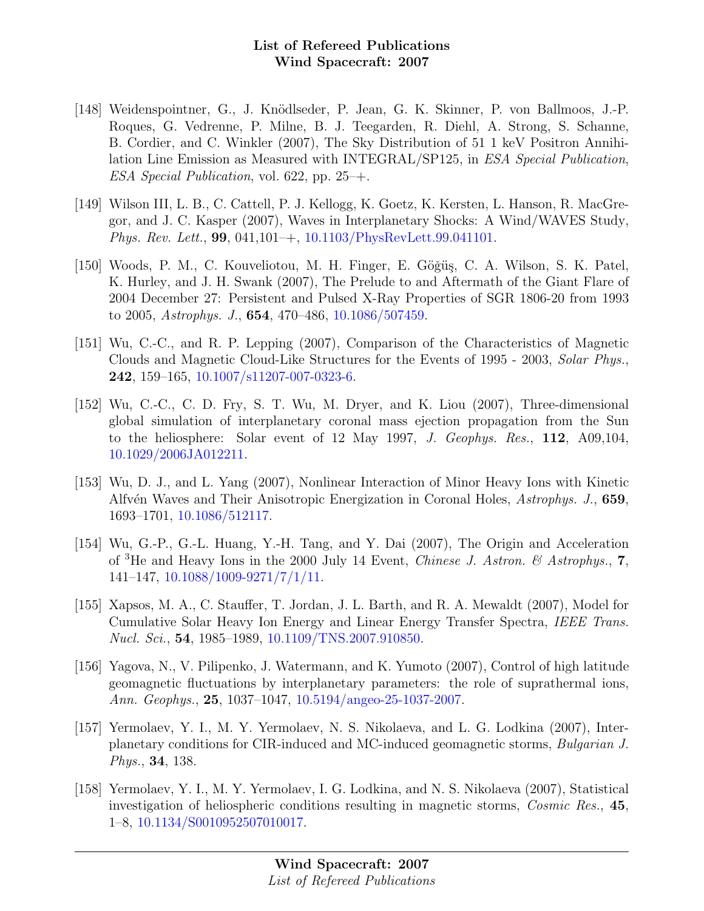[148] Weidenspointner, G., J. Knödlseder, P. Jean, G. K. Skinner, P. von Ballmoos, J.-P. Roques, G. Vedrenne, P. Milne, B. J. Teegarden, R. Diehl, A. Strong, S. Schanne, B. Cordier, and C. Winkler (2007), The Sky Distribution of 51 1 keV Positron Annihilation Line Emission as Measured with INTEGRAL/SP125, in *ESA Special Publication*, *ESA Special Publication*, vol. 622, pp. 25–+.

[149] Wilson III, L. B., C. Cattell, P. J. Kellogg, K. Goetz, K. Kersten, L. Hanson, R. MacGregor, and J. C. Kasper (2007), Waves in Interplanetary Shocks: A Wind/WAVES Study, *Phys. Rev. Lett.*, **99**, 041,101–+, 10.1103/PhysRevLett.99.041101.

[150] Woods, P. M., C. Kouveliotou, M. H. Finger, E. Göğüş, C. A. Wilson, S. K. Patel, K. Hurley, and J. H. Swank (2007), The Prelude to and Aftermath of the Giant Flare of 2004 December 27: Persistent and Pulsed X-Ray Properties of SGR 1806-20 from 1993 to 2005, *Astrophys. J.*, **654**, 470–486, 10.1086/507459.

[151] Wu, C.-C., and R. P. Lepping (2007), Comparison of the Characteristics of Magnetic Clouds and Magnetic Cloud-Like Structures for the Events of 1995 - 2003, *Solar Phys.*, **242**, 159–165, 10.1007/s11207-007-0323-6.

[152] Wu, C.-C., C. D. Fry, S. T. Wu, M. Dryer, and K. Liou (2007), Three-dimensional global simulation of interplanetary coronal mass ejection propagation from the Sun to the heliosphere: Solar event of 12 May 1997, *J. Geophys. Res.*, **112**, A09,104, 10.1029/2006JA012211.

[153] Wu, D. J., and L. Yang (2007), Nonlinear Interaction of Minor Heavy Ions with Kinetic Alfvén Waves and Their Anisotropic Energization in Coronal Holes, *Astrophys. J.*, **659**, 1693–1701, 10.1086/512117.

[154] Wu, G.-P., G.-L. Huang, Y.-H. Tang, and Y. Dai (2007), The Origin and Acceleration of $^3$He and Heavy Ions in the 2000 July 14 Event, *Chinese J. Astron. & Astrophys.*, **7**, 141–147, 10.1088/1009-9271/7/1/11.

[155] Xapsos, M. A., C. Stauffer, T. Jordan, J. L. Barth, and R. A. Mewaldt (2007), Model for Cumulative Solar Heavy Ion Energy and Linear Energy Transfer Spectra, *IEEE Trans. Nucl. Sci.*, **54**, 1985–1989, 10.1109/TNS.2007.910850.

[156] Yagova, N., V. Pilipenko, J. Watermann, and K. Yumoto (2007), Control of high latitude geomagnetic fluctuations by interplanetary parameters: the role of suprathermal ions, *Ann. Geophys.*, **25**, 1037–1047, 10.5194/angeo-25-1037-2007.

[157] Yermolaev, Y. I., M. Y. Yermolaev, N. S. Nikolaeva, and L. G. Lodkina (2007), Interplanetary conditions for CIR-induced and MC-induced geomagnetic storms, *Bulgarian J. Phys.*, **34**, 138.

[158] Yermolaev, Y. I., M. Y. Yermolaev, I. G. Lodkina, and N. S. Nikolaeva (2007), Statistical investigation of heliospheric conditions resulting in magnetic storms, *Cosmic Res.*, **45**, 1–8, 10.1134/S0010952507010017.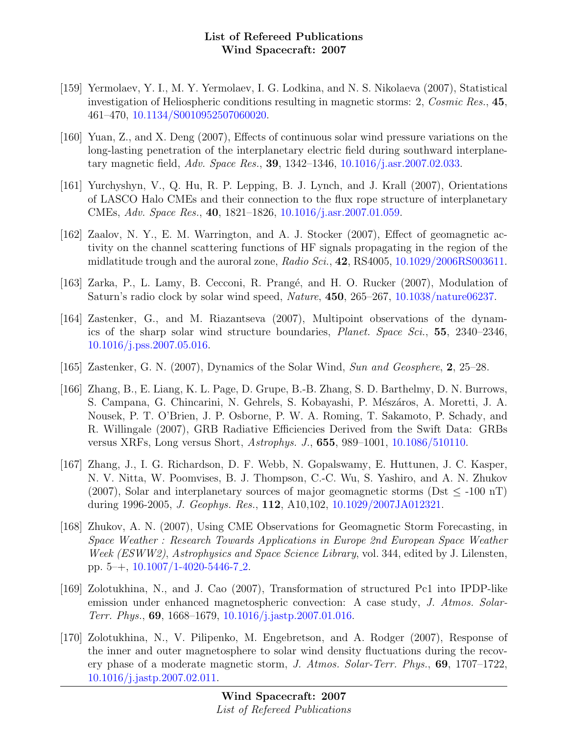[159] Yermolaev, Y. I., M. Y. Yermolaev, I. G. Lodkina, and N. S. Nikolaeva (2007), Statistical investigation of Heliospheric conditions resulting in magnetic storms: 2, *Cosmic Res.*, **45**, 461–470, 10.1134/S0010952507060020.

[160] Yuan, Z., and X. Deng (2007), Effects of continuous solar wind pressure variations on the long-lasting penetration of the interplanetary electric field during southward interplanetary magnetic field, *Adv. Space Res.*, **39**, 1342–1346, 10.1016/j.asr.2007.02.033.

[161] Yurchyshyn, V., Q. Hu, R. P. Lepping, B. J. Lynch, and J. Krall (2007), Orientations of LASCO Halo CMEs and their connection to the flux rope structure of interplanetary CMEs, *Adv. Space Res.*, **40**, 1821–1826, 10.1016/j.asr.2007.01.059.

[162] Zaalov, N. Y., E. M. Warrington, and A. J. Stocker (2007), Effect of geomagnetic activity on the channel scattering functions of HF signals propagating in the region of the midlatitude trough and the auroral zone, *Radio Sci.*, **42**, RS4005, 10.1029/2006RS003611.

[163] Zarka, P., L. Lamy, B. Cecconi, R. Prangé, and H. O. Rucker (2007), Modulation of Saturn's radio clock by solar wind speed, *Nature*, **450**, 265–267, 10.1038/nature06237.

[164] Zastenker, G., and M. Riazantseva (2007), Multipoint observations of the dynamics of the sharp solar wind structure boundaries, *Planet. Space Sci.*, **55**, 2340–2346, 10.1016/j.pss.2007.05.016.

[165] Zastenker, G. N. (2007), Dynamics of the Solar Wind, *Sun and Geosphere*, **2**, 25–28.

[166] Zhang, B., E. Liang, K. L. Page, D. Grupe, B.-B. Zhang, S. D. Barthelmy, D. N. Burrows, S. Campana, G. Chincarini, N. Gehrels, S. Kobayashi, P. Mészáros, A. Moretti, J. A. Nousek, P. T. O'Brien, J. P. Osborne, P. W. A. Roming, T. Sakamoto, P. Schady, and R. Willingale (2007), GRB Radiative Efficiencies Derived from the Swift Data: GRBs versus XRFs, Long versus Short, *Astrophys. J.*, **655**, 989–1001, 10.1086/510110.

[167] Zhang, J., I. G. Richardson, D. F. Webb, N. Gopalswamy, E. Huttunen, J. C. Kasper, N. V. Nitta, W. Poomvises, B. J. Thompson, C.-C. Wu, S. Yashiro, and A. N. Zhukov (2007), Solar and interplanetary sources of major geomagnetic storms (Dst $\leq$ -100 nT) during 1996-2005, *J. Geophys. Res.*, **112**, A10,102, 10.1029/2007JA012321.

[168] Zhukov, A. N. (2007), Using CME Observations for Geomagnetic Storm Forecasting, in *Space Weather : Research Towards Applications in Europe 2nd European Space Weather Week (ESWW2)*, *Astrophysics and Space Science Library*, vol. 344, edited by J. Lilensten, pp. 5–+, 10.1007/1-4020-5446-7_2.

[169] Zolotukhina, N., and J. Cao (2007), Transformation of structured Pc1 into IPDP-like emission under enhanced magnetospheric convection: A case study, *J. Atmos. Solar-Terr. Phys.*, **69**, 1668–1679, 10.1016/j.jastp.2007.01.016.

[170] Zolotukhina, N., V. Pilipenko, M. Engebretson, and A. Rodger (2007), Response of the inner and outer magnetosphere to solar wind density fluctuations during the recovery phase of a moderate magnetic storm, *J. Atmos. Solar-Terr. Phys.*, **69**, 1707–1722, 10.1016/j.jastp.2007.02.011.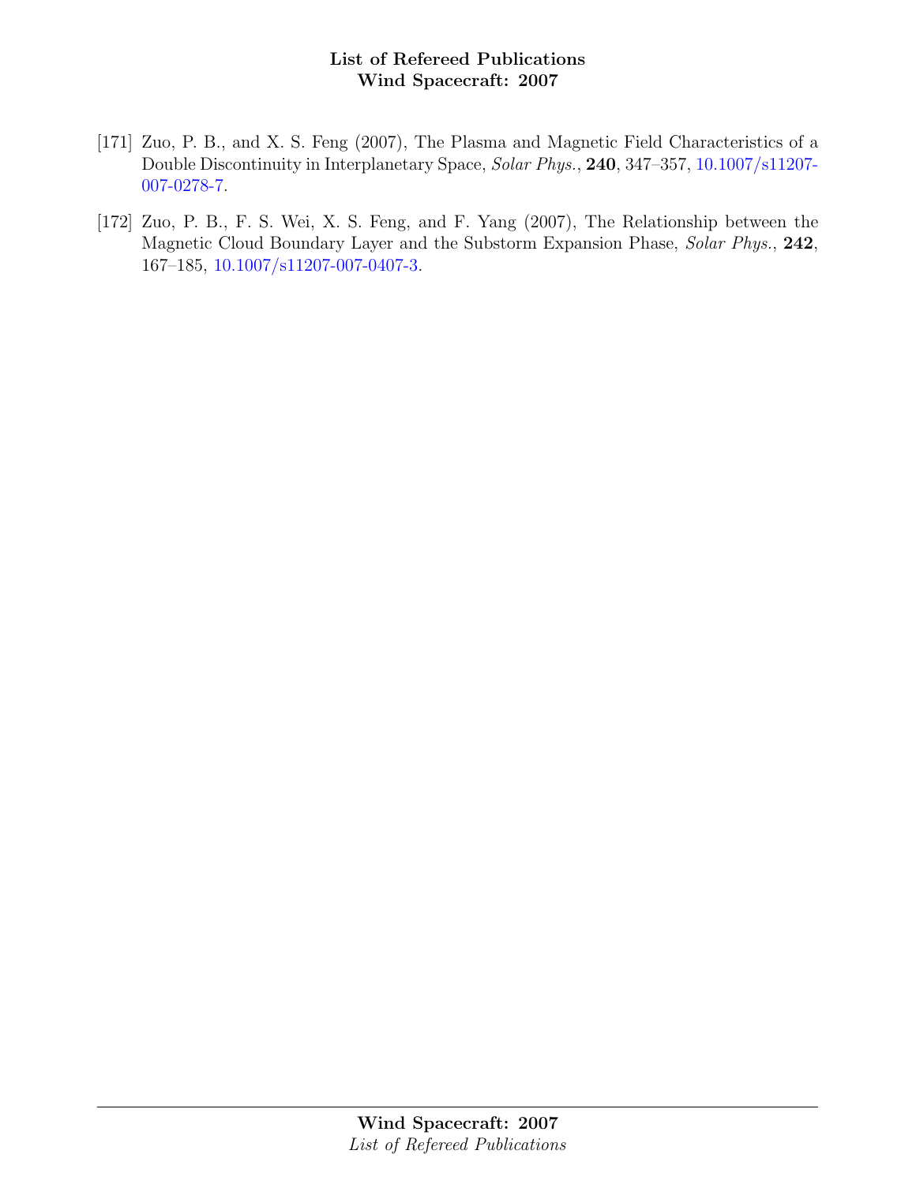[171] Zuo, P. B., and X. S. Feng (2007), The Plasma and Magnetic Field Characteristics of a Double Discontinuity in Interplanetary Space, *Solar Phys.*, **240**, 347–357, 10.1007/s11207-007-0278-7.

[172] Zuo, P. B., F. S. Wei, X. S. Feng, and F. Yang (2007), The Relationship between the Magnetic Cloud Boundary Layer and the Substorm Expansion Phase, *Solar Phys.*, **242**, 167–185, 10.1007/s11207-007-0407-3.